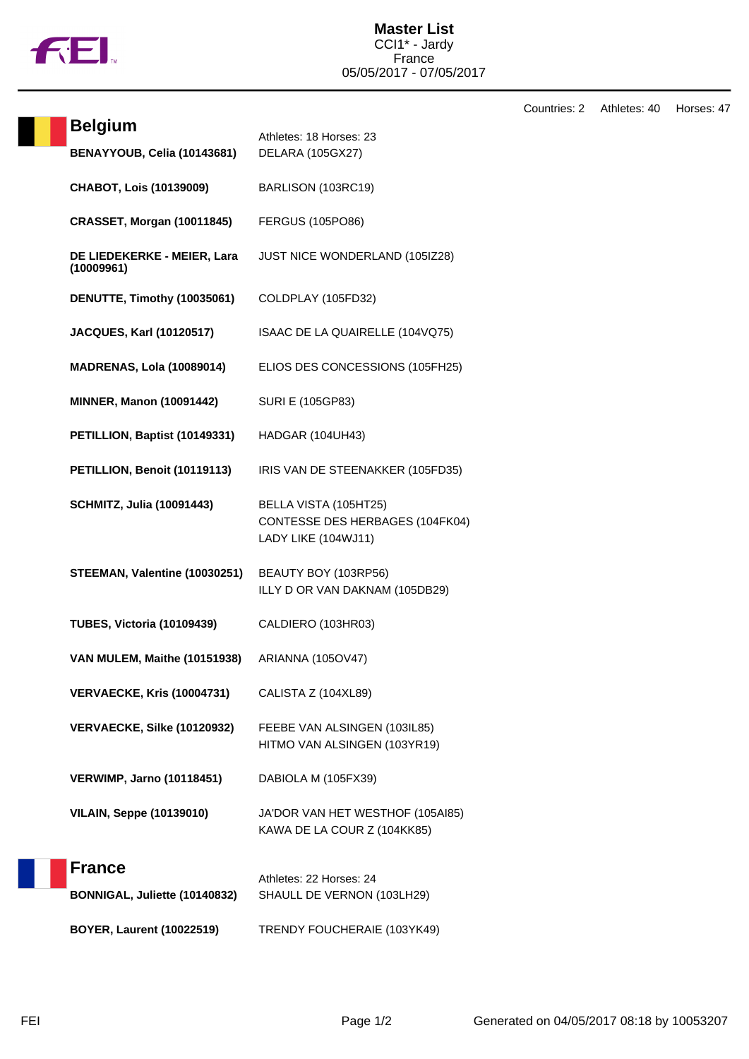# Master List

CCI1* - Jardy
France
05/05/2017 - 07/05/2017

Countries: 2 Athletes: 40 Horses: 47

## Belgium

Athletes: 18 Horses: 23

| Athlete | Horse(s) |
|---|---|
| **BENAYYOUB, Celia (10143681)** | DELARA (105GX27) |
| **CHABOT, Lois (10139009)** | BARLISON (103RC19) |
| **CRASSET, Morgan (10011845)** | FERGUS (105PO86) |
| **DE LIEDEKERKE - MEIER, Lara (10009961)** | JUST NICE WONDERLAND (105IZ28) |
| **DENUTTE, Timothy (10035061)** | COLDPLAY (105FD32) |
| **JACQUES, Karl (10120517)** | ISAAC DE LA QUAIRELLE (104VQ75) |
| **MADRENAS, Lola (10089014)** | ELIOS DES CONCESSIONS (105FH25) |
| **MINNER, Manon (10091442)** | SURI E (105GP83) |
| **PETILLION, Baptist (10149331)** | HADGAR (104UH43) |
| **PETILLION, Benoit (10119113)** | IRIS VAN DE STEENAKKER (105FD35) |
| **SCHMITZ, Julia (10091443)** | BELLA VISTA (105HT25)<br>CONTESSE DES HERBAGES (104FK04)<br>LADY LIKE (104WJ11) |
| **STEEMAN, Valentine (10030251)** | BEAUTY BOY (103RP56)<br>ILLY D OR VAN DAKNAM (105DB29) |
| **TUBES, Victoria (10109439)** | CALDIERO (103HR03) |
| **VAN MULEM, Maithe (10151938)** | ARIANNA (105OV47) |
| **VERVAECKE, Kris (10004731)** | CALISTA Z (104XL89) |
| **VERVAECKE, Silke (10120932)** | FEEBE VAN ALSINGEN (103IL85)<br>HITMO VAN ALSINGEN (103YR19) |
| **VERWIMP, Jarno (10118451)** | DABIOLA M (105FX39) |
| **VILAIN, Seppe (10139010)** | JA'DOR VAN HET WESTHOF (105AI85)<br>KAWA DE LA COUR Z (104KK85) |

## France

Athletes: 22 Horses: 24

| Athlete | Horse(s) |
|---|---|
| **BONNIGAL, Juliette (10140832)** | SHAULL DE VERNON (103LH29) |
| **BOYER, Laurent (10022519)** | TRENDY FOUCHERAIE (103YK49) |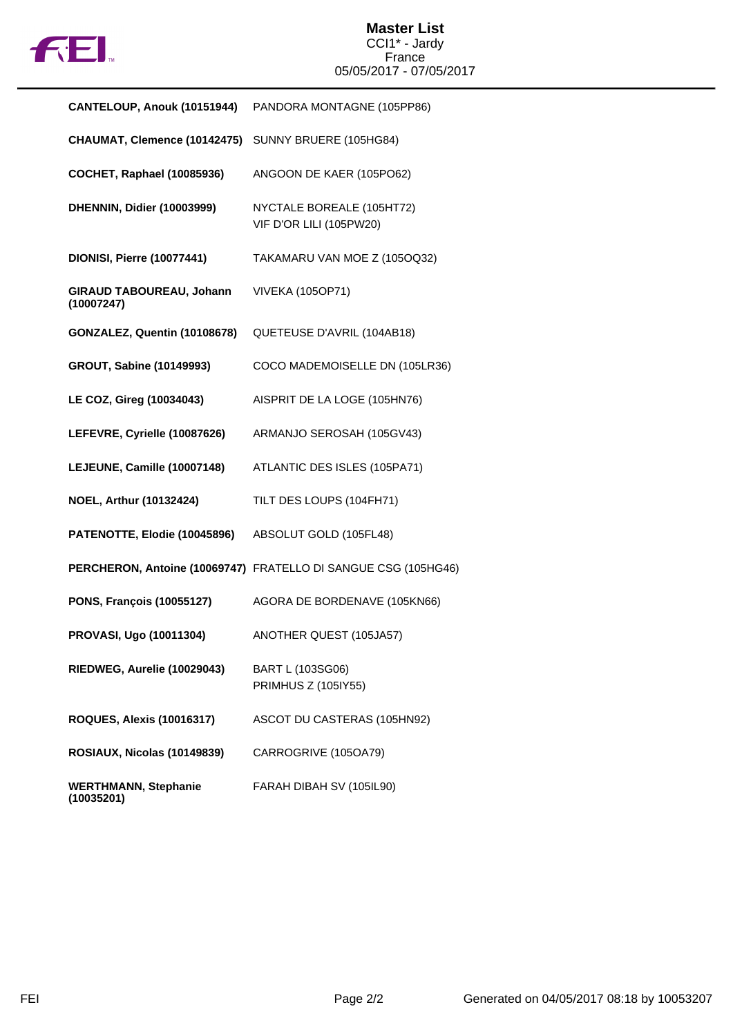# Master List

CCI1* - Jardy
France
05/05/2017 - 07/05/2017

| Rider | Horse |
|---|---|
| **CANTELOUP, Anouk (10151944)** | PANDORA MONTAGNE (105PP86) |
| **CHAUMAT, Clemence (10142475)** | SUNNY BRUERE (105HG84) |
| **COCHET, Raphael (10085936)** | ANGOON DE KAER (105PO62) |
| **DHENNIN, Didier (10003999)** | NYCTALE BOREALE (105HT72)<br>VIF D'OR LILI (105PW20) |
| **DIONISI, Pierre (10077441)** | TAKAMARU VAN MOE Z (105OQ32) |
| **GIRAUD TABOUREAU, Johann (10007247)** | VIVEKA (105OP71) |
| **GONZALEZ, Quentin (10108678)** | QUETEUSE D'AVRIL (104AB18) |
| **GROUT, Sabine (10149993)** | COCO MADEMOISELLE DN (105LR36) |
| **LE COZ, Gireg (10034043)** | AISPRIT DE LA LOGE (105HN76) |
| **LEFEVRE, Cyrielle (10087626)** | ARMANJO SEROSAH (105GV43) |
| **LEJEUNE, Camille (10007148)** | ATLANTIC DES ISLES (105PA71) |
| **NOEL, Arthur (10132424)** | TILT DES LOUPS (104FH71) |
| **PATENOTTE, Elodie (10045896)** | ABSOLUT GOLD (105FL48) |
| **PERCHERON, Antoine (10069747)** | FRATELLO DI SANGUE CSG (105HG46) |
| **PONS, François (10055127)** | AGORA DE BORDENAVE (105KN66) |
| **PROVASI, Ugo (10011304)** | ANOTHER QUEST (105JA57) |
| **RIEDWEG, Aurelie (10029043)** | BART L (103SG06)<br>PRIMHUS Z (105IY55) |
| **ROQUES, Alexis (10016317)** | ASCOT DU CASTERAS (105HN92) |
| **ROSIAUX, Nicolas (10149839)** | CARROGRIVE (105OA79) |
| **WERTHMANN, Stephanie (10035201)** | FARAH DIBAH SV (105IL90) |

Generated on 04/05/2017 08:18 by 10053207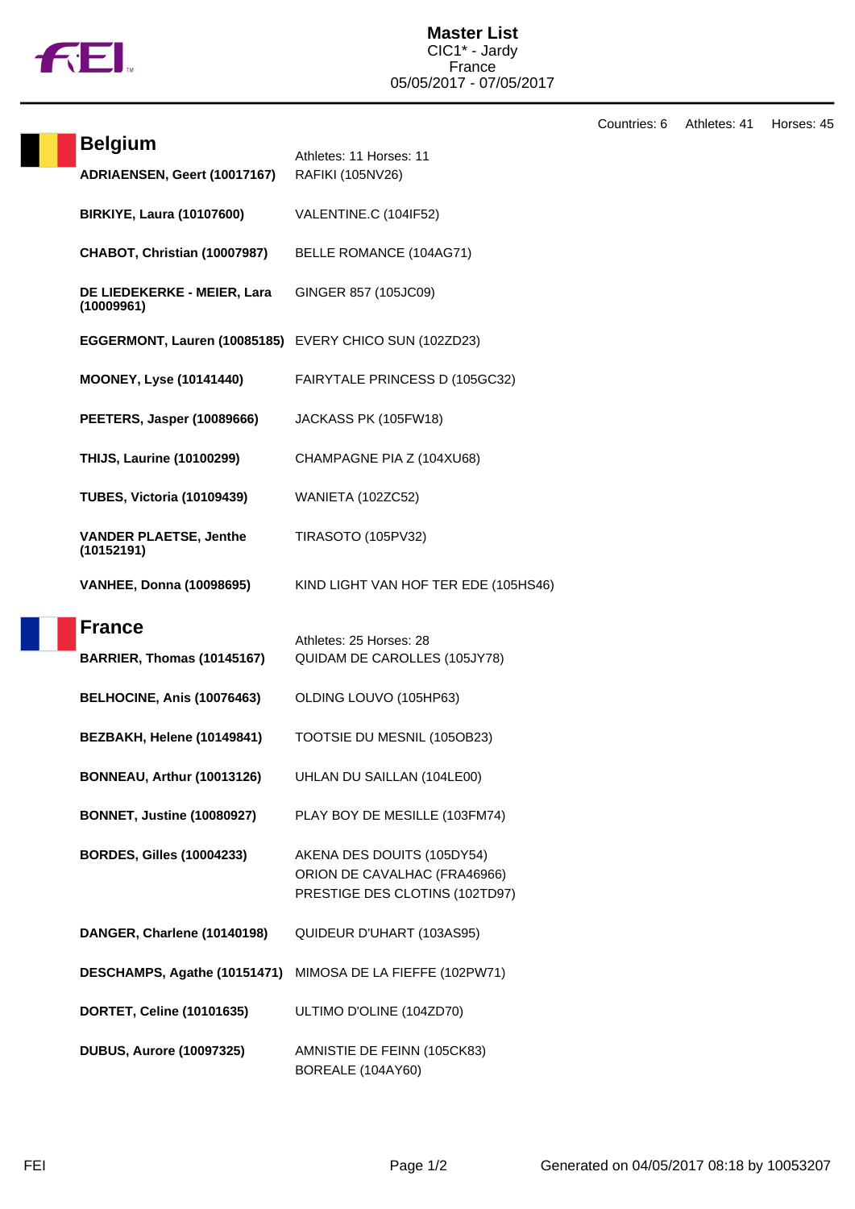# Master List

CIC1* - Jardy
France
05/05/2017 - 07/05/2017

Countries: 6 Athletes: 41 Horses: 45

## Belgium

Athletes: 11 Horses: 11

| Athlete | Horse |
|---|---|
| **ADRIAENSEN, Geert (10017167)** | RAFIKI (105NV26) |
| **BIRKIYE, Laura (10107600)** | VALENTINE.C (104IF52) |
| **CHABOT, Christian (10007987)** | BELLE ROMANCE (104AG71) |
| **DE LIEDEKERKE - MEIER, Lara (10009961)** | GINGER 857 (105JC09) |
| **EGGERMONT, Lauren (10085185)** | EVERY CHICO SUN (102ZD23) |
| **MOONEY, Lyse (10141440)** | FAIRYTALE PRINCESS D (105GC32) |
| **PEETERS, Jasper (10089666)** | JACKASS PK (105FW18) |
| **THIJS, Laurine (10100299)** | CHAMPAGNE PIA Z (104XU68) |
| **TUBES, Victoria (10109439)** | WANIETA (102ZC52) |
| **VANDER PLAETSE, Jenthe (10152191)** | TIRASOTO (105PV32) |
| **VANHEE, Donna (10098695)** | KIND LIGHT VAN HOF TER EDE (105HS46) |

## France

Athletes: 25 Horses: 28

| Athlete | Horse |
|---|---|
| **BARRIER, Thomas (10145167)** | QUIDAM DE CAROLLES (105JY78) |
| **BELHOCINE, Anis (10076463)** | OLDING LOUVO (105HP63) |
| **BEZBAKH, Helene (10149841)** | TOOTSIE DU MESNIL (105OB23) |
| **BONNEAU, Arthur (10013126)** | UHLAN DU SAILLAN (104LE00) |
| **BONNET, Justine (10080927)** | PLAY BOY DE MESILLE (103FM74) |
| **BORDES, Gilles (10004233)** | AKENA DES DOUITS (105DY54)<br>ORION DE CAVALHAC (FRA46966)<br>PRESTIGE DES CLOTINS (102TD97) |
| **DANGER, Charlene (10140198)** | QUIDEUR D'UHART (103AS95) |
| **DESCHAMPS, Agathe (10151471)** | MIMOSA DE LA FIEFFE (102PW71) |
| **DORTET, Celine (10101635)** | ULTIMO D'OLINE (104ZD70) |
| **DUBUS, Aurore (10097325)** | AMNISTIE DE FEINN (105CK83)<br>BOREALE (104AY60) |

Generated on 04/05/2017 08:18 by 10053207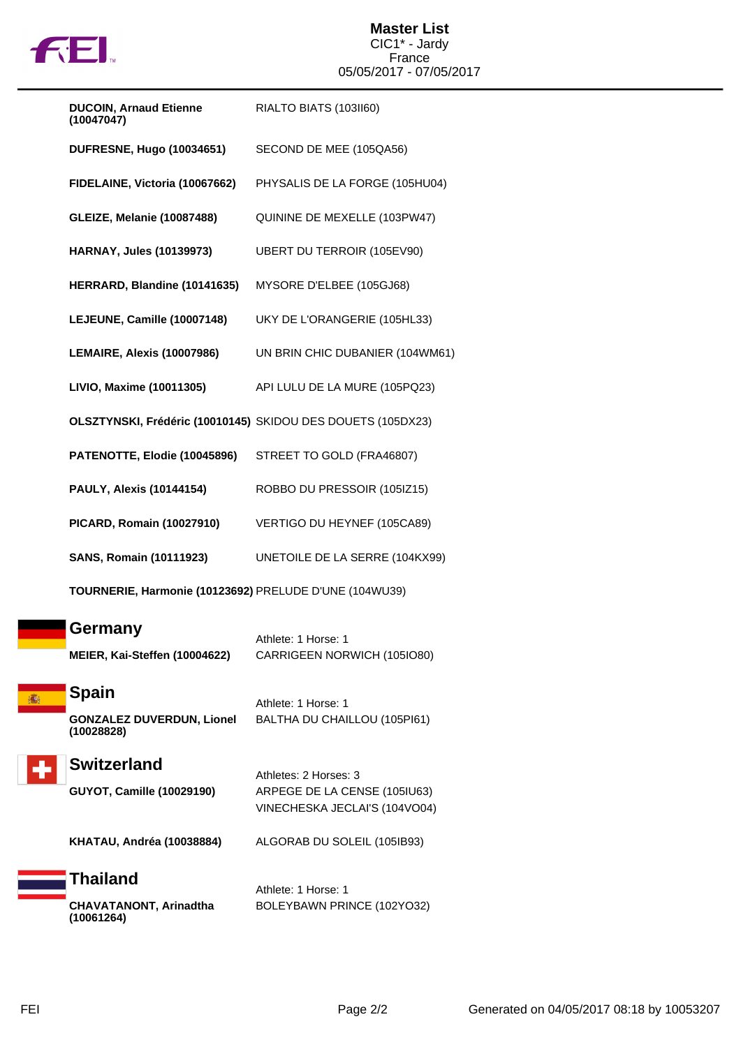# Master List

CIC1* - Jardy
France
05/05/2017 - 07/05/2017

| | |
|---|---|
| **DUCOIN, Arnaud Etienne (10047047)** | RIALTO BIATS (103II60) |
| **DUFRESNE, Hugo (10034651)** | SECOND DE MEE (105QA56) |
| **FIDELAINE, Victoria (10067662)** | PHYSALIS DE LA FORGE (105HU04) |
| **GLEIZE, Melanie (10087488)** | QUININE DE MEXELLE (103PW47) |
| **HARNAY, Jules (10139973)** | UBERT DU TERROIR (105EV90) |
| **HERRARD, Blandine (10141635)** | MYSORE D'ELBEE (105GJ68) |
| **LEJEUNE, Camille (10007148)** | UKY DE L'ORANGERIE (105HL33) |
| **LEMAIRE, Alexis (10007986)** | UN BRIN CHIC DUBANIER (104WM61) |
| **LIVIO, Maxime (10011305)** | API LULU DE LA MURE (105PQ23) |
| **OLSZTYNSKI, Frédéric (10010145)** | SKIDOU DES DOUETS (105DX23) |
| **PATENOTTE, Elodie (10045896)** | STREET TO GOLD (FRA46807) |
| **PAULY, Alexis (10144154)** | ROBBO DU PRESSOIR (105IZ15) |
| **PICARD, Romain (10027910)** | VERTIGO DU HEYNEF (105CA89) |
| **SANS, Romain (10111923)** | UNETOILE DE LA SERRE (104KX99) |
| **TOURNERIE, Harmonie (10123692)** | PRELUDE D'UNE (104WU39) |

## Germany

Athlete: 1 Horse: 1

| | |
|---|---|
| **MEIER, Kai-Steffen (10004622)** | CARRIGEEN NORWICH (105IO80) |

## Spain

Athlete: 1 Horse: 1

| | |
|---|---|
| **GONZALEZ DUVERDUN, Lionel (10028828)** | BALTHA DU CHAILLOU (105PI61) |

## Switzerland

Athletes: 2 Horses: 3

| | |
|---|---|
| **GUYOT, Camille (10029190)** | ARPEGE DE LA CENSE (105IU63) |
| | VINECHESKA JECLAI'S (104VO04) |
| **KHATAU, Andréa (10038884)** | ALGORAB DU SOLEIL (105IB93) |

## Thailand

Athlete: 1 Horse: 1

| | |
|---|---|
| **CHAVATANONT, Arinadtha (10061264)** | BOLEYBAWN PRINCE (102YO32) |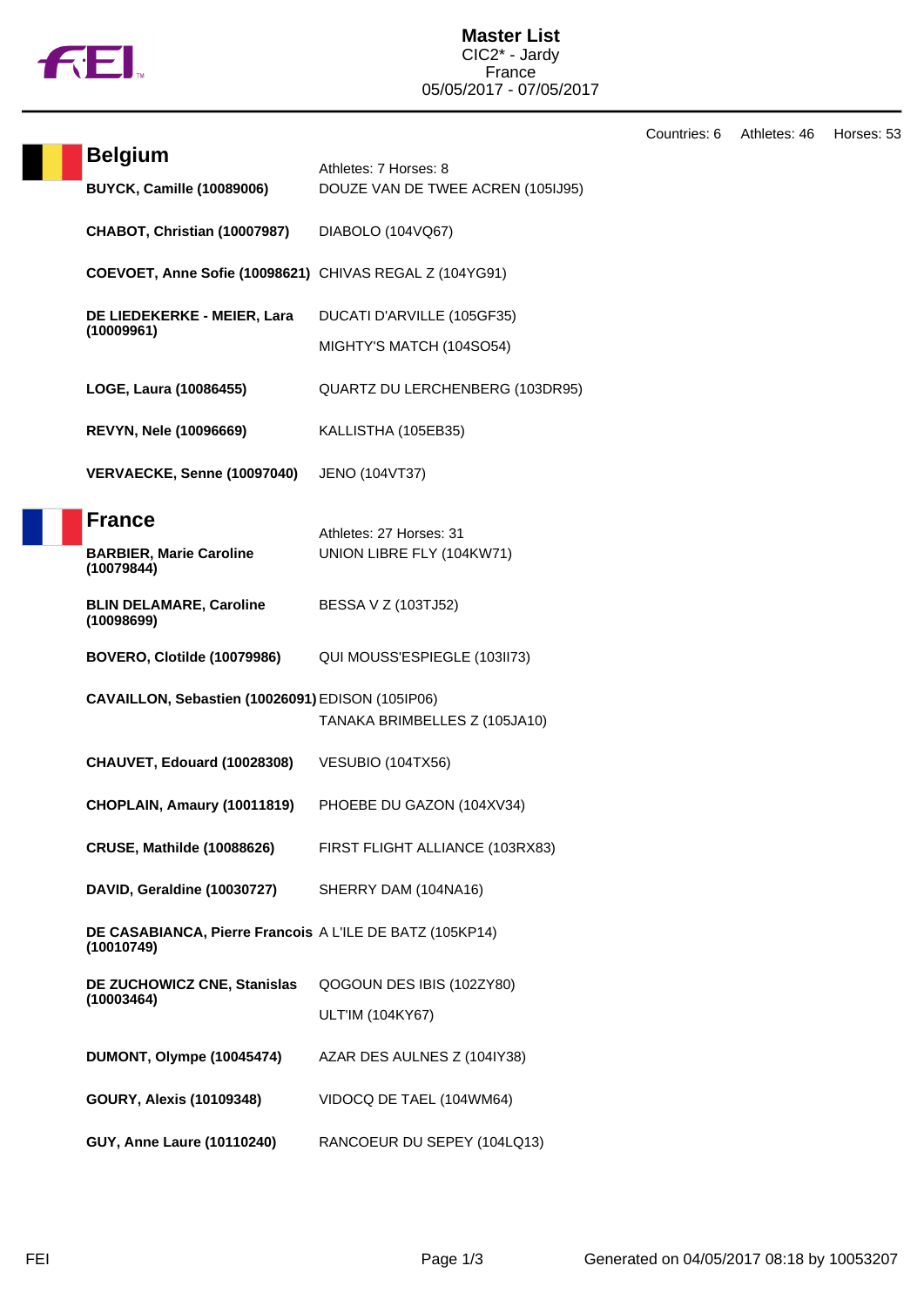# Master List

CIC2* - Jardy
France
05/05/2017 - 07/05/2017

Countries: 6 Athletes: 46 Horses: 53

## Belgium

Athletes: 7 Horses: 8

| Athlete | Horse |
|---|---|
| **BUYCK, Camille (10089006)** | DOUZE VAN DE TWEE ACREN (105IJ95) |
| **CHABOT, Christian (10007987)** | DIABOLO (104VQ67) |
| **COEVOET, Anne Sofie (10098621)** | CHIVAS REGAL Z (104YG91) |
| **DE LIEDEKERKE - MEIER, Lara (10009961)** | DUCATI D'ARVILLE (105GF35) |
| | MIGHTY'S MATCH (104SO54) |
| **LOGE, Laura (10086455)** | QUARTZ DU LERCHENBERG (103DR95) |
| **REVYN, Nele (10096669)** | KALLISTHA (105EB35) |
| **VERVAECKE, Senne (10097040)** | JENO (104VT37) |

## France

Athletes: 27 Horses: 31

| Athlete | Horse |
|---|---|
| **BARBIER, Marie Caroline (10079844)** | UNION LIBRE FLY (104KW71) |
| **BLIN DELAMARE, Caroline (10098699)** | BESSA V Z (103TJ52) |
| **BOVERO, Clotilde (10079986)** | QUI MOUSS'ESPIEGLE (103II73) |
| **CAVAILLON, Sebastien (10026091)** | EDISON (105IP06) |
| | TANAKA BRIMBELLES Z (105JA10) |
| **CHAUVET, Edouard (10028308)** | VESUBIO (104TX56) |
| **CHOPLAIN, Amaury (10011819)** | PHOEBE DU GAZON (104XV34) |
| **CRUSE, Mathilde (10088626)** | FIRST FLIGHT ALLIANCE (103RX83) |
| **DAVID, Geraldine (10030727)** | SHERRY DAM (104NA16) |
| **DE CASABIANCA, Pierre Francois (10010749)** | A L'ILE DE BATZ (105KP14) |
| **DE ZUCHOWICZ CNE, Stanislas (10003464)** | QOGOUN DES IBIS (102ZY80) |
| | ULT'IM (104KY67) |
| **DUMONT, Olympe (10045474)** | AZAR DES AULNES Z (104IY38) |
| **GOURY, Alexis (10109348)** | VIDOCQ DE TAEL (104WM64) |
| **GUY, Anne Laure (10110240)** | RANCOEUR DU SEPEY (104LQ13) |

Generated on 04/05/2017 08:18 by 10053207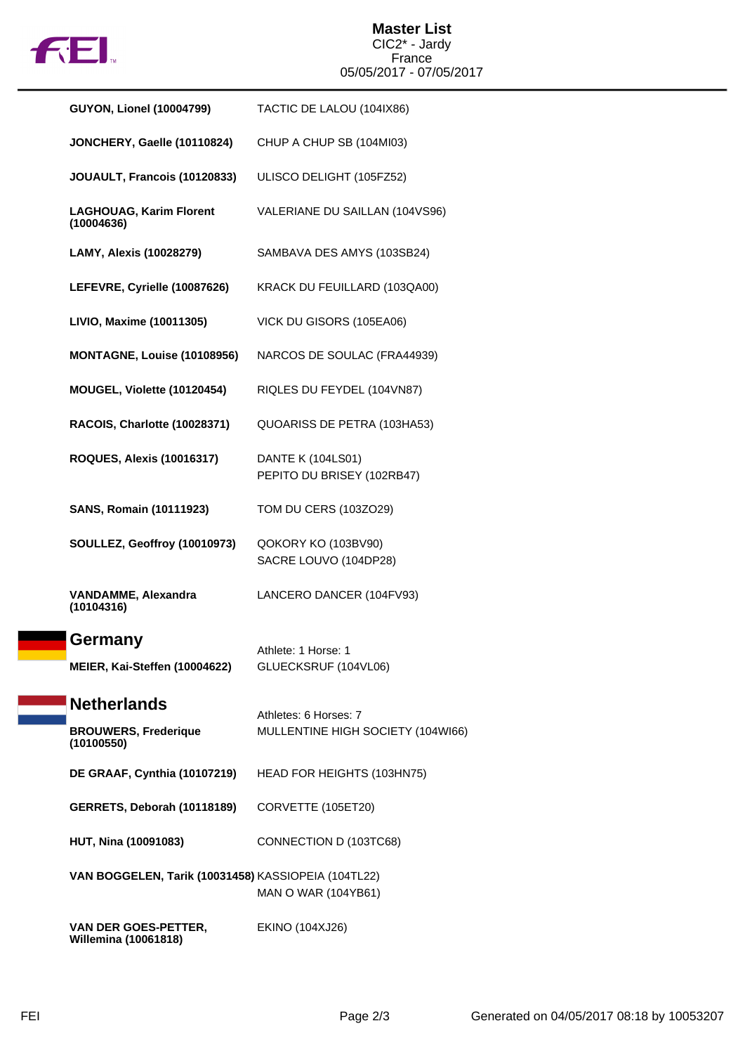# Master List

CIC2* - Jardy
France
05/05/2017 - 07/05/2017

| | |
|---|---|
| **GUYON, Lionel (10004799)** | TACTIC DE LALOU (104IX86) |
| **JONCHERY, Gaelle (10110824)** | CHUP A CHUP SB (104MI03) |
| **JOUAULT, Francois (10120833)** | ULISCO DELIGHT (105FZ52) |
| **LAGHOUAG, Karim Florent (10004636)** | VALERIANE DU SAILLAN (104VS96) |
| **LAMY, Alexis (10028279)** | SAMBAVA DES AMYS (103SB24) |
| **LEFEVRE, Cyrielle (10087626)** | KRACK DU FEUILLARD (103QA00) |
| **LIVIO, Maxime (10011305)** | VICK DU GISORS (105EA06) |
| **MONTAGNE, Louise (10108956)** | NARCOS DE SOULAC (FRA44939) |
| **MOUGEL, Violette (10120454)** | RIQLES DU FEYDEL (104VN87) |
| **RACOIS, Charlotte (10028371)** | QUOARISS DE PETRA (103HA53) |
| **ROQUES, Alexis (10016317)** | DANTE K (104LS01)<br>PEPITO DU BRISEY (102RB47) |
| **SANS, Romain (10111923)** | TOM DU CERS (103ZO29) |
| **SOULLEZ, Geoffroy (10010973)** | QOKORY KO (103BV90)<br>SACRE LOUVO (104DP28) |
| **VANDAMME, Alexandra (10104316)** | LANCERO DANCER (104FV93) |

## Germany

Athlete: 1 Horse: 1

| | |
|---|---|
| **MEIER, Kai-Steffen (10004622)** | GLUECKSRUF (104VL06) |

## Netherlands

Athletes: 6 Horses: 7

| | |
|---|---|
| **BROUWERS, Frederique (10100550)** | MULLENTINE HIGH SOCIETY (104WI66) |
| **DE GRAAF, Cynthia (10107219)** | HEAD FOR HEIGHTS (103HN75) |
| **GERRETS, Deborah (10118189)** | CORVETTE (105ET20) |
| **HUT, Nina (10091083)** | CONNECTION D (103TC68) |
| **VAN BOGGELEN, Tarik (10031458)** | KASSIOPEIA (104TL22)<br>MAN O WAR (104YB61) |
| **VAN DER GOES-PETTER, Willemina (10061818)** | EKINO (104XJ26) |

Generated on 04/05/2017 08:18 by 10053207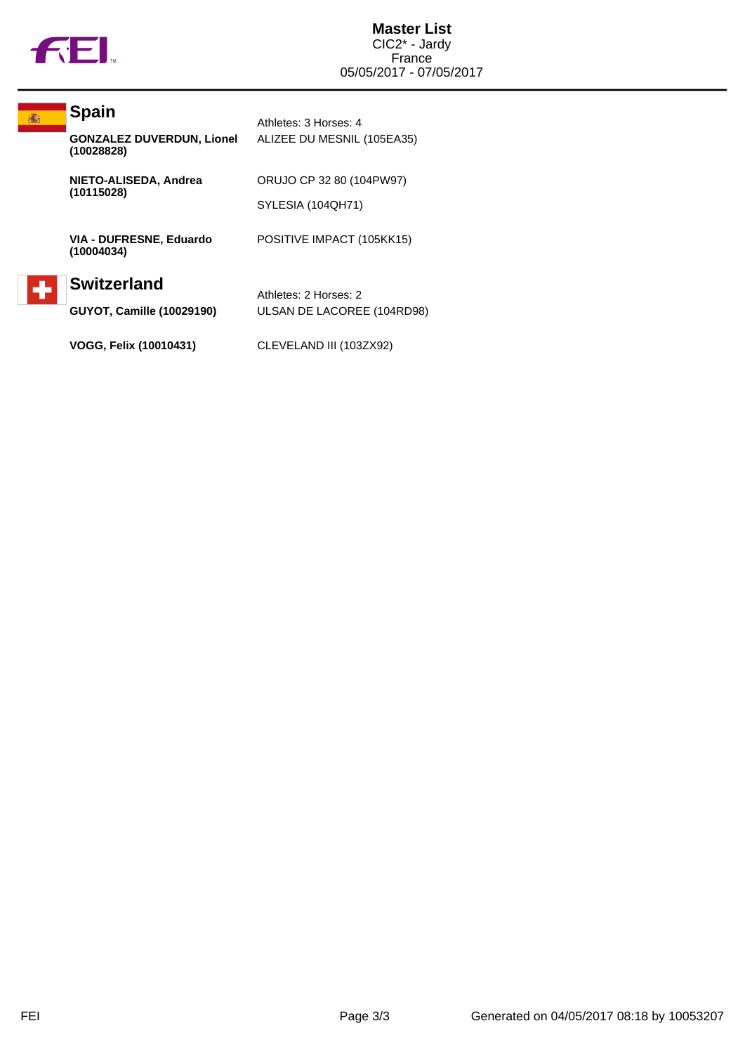# Master List

CIC2* - Jardy
France
05/05/2017 - 07/05/2017

## Spain

Athletes: 3 Horses: 4

| Athlete | Horse |
| --- | --- |
| **GONZALEZ DUVERDUN, Lionel (10028828)** | ALIZEE DU MESNIL (105EA35) |
| **NIETO-ALISEDA, Andrea (10115028)** | ORUJO CP 32 80 (104PW97) |
| | SYLESIA (104QH71) |
| **VIA - DUFRESNE, Eduardo (10004034)** | POSITIVE IMPACT (105KK15) |

## Switzerland

Athletes: 2 Horses: 2

| Athlete | Horse |
| --- | --- |
| **GUYOT, Camille (10029190)** | ULSAN DE LACOREE (104RD98) |
| **VOGG, Felix (10010431)** | CLEVELAND III (103ZX92) |

Generated on 04/05/2017 08:18 by 10053207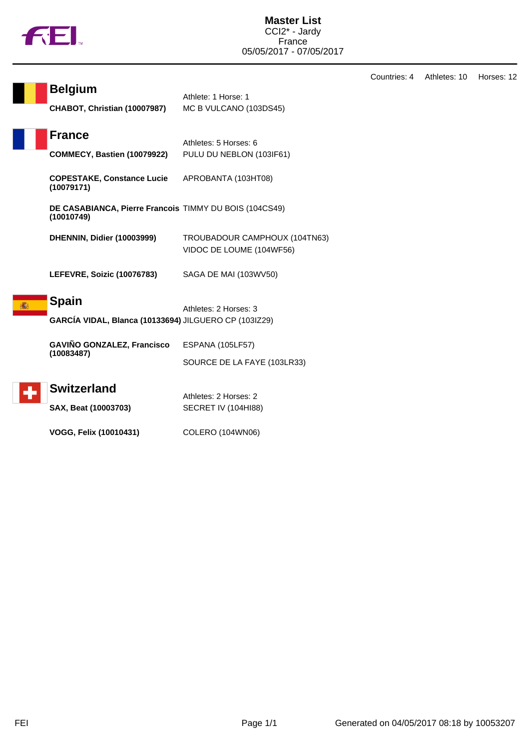# Master List

CCI2* - Jardy
France
05/05/2017 - 07/05/2017

Countries: 4    Athletes: 10    Horses: 12

## Belgium

Athlete: 1 Horse: 1

| | |
|---|---|
| **CHABOT, Christian (10007987)** | MC B VULCANO (103DS45) |

## France

Athletes: 5 Horses: 6

| | |
|---|---|
| **COMMECY, Bastien (10079922)** | PULU DU NEBLON (103IF61) |
| **COPESTAKE, Constance Lucie (10079171)** | APROBANTA (103HT08) |
| **DE CASABIANCA, Pierre Francois (10010749)** | TIMMY DU BOIS (104CS49) |
| **DHENNIN, Didier (10003999)** | TROUBADOUR CAMPHOUX (104TN63) |
| | VIDOC DE LOUME (104WF56) |
| **LEFEVRE, Soizic (10076783)** | SAGA DE MAI (103WV50) |

## Spain

Athletes: 2 Horses: 3

| | |
|---|---|
| **GARCÍA VIDAL, Blanca (10133694)** | JILGUERO CP (103IZ29) |
| **GAVIÑO GONZALEZ, Francisco (10083487)** | ESPANA (105LF57) |
| | SOURCE DE LA FAYE (103LR33) |

## Switzerland

Athletes: 2 Horses: 2

| | |
|---|---|
| **SAX, Beat (10003703)** | SECRET IV (104HI88) |
| **VOGG, Felix (10010431)** | COLERO (104WN06) |

Generated on 04/05/2017 08:18 by 10053207